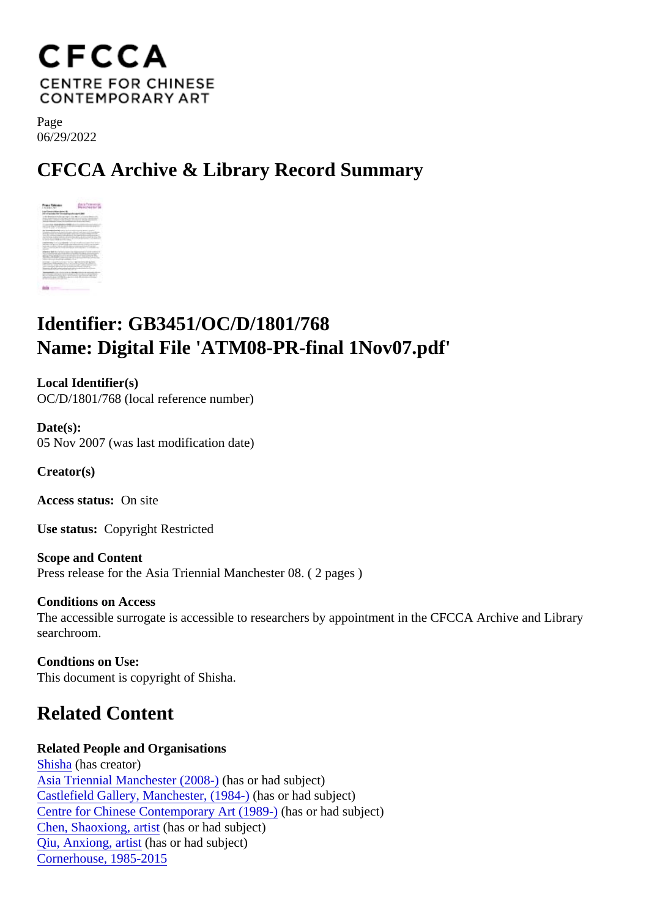# CFCCA
CENTRE FOR CHINESE CONTEMPORARY ART

Page
06/29/2022

## CFCCA Archive & Library Record Summary

## Identifier: GB3451/OC/D/1801/768
## Name: Digital File 'ATM08-PR-final 1Nov07.pdf'

**Local Identifier(s)**
OC/D/1801/768 (local reference number)

**Date(s):**
05 Nov 2007 (was last modification date)

**Creator(s)**

**Access status:** On site

**Use status:** Copyright Restricted

**Scope and Content**
Press release for the Asia Triennial Manchester 08. ( 2 pages )

**Conditions on Access**
The accessible surrogate is accessible to researchers by appointment in the CFCCA Archive and Library searchroom.

**Condtions on Use:**
This document is copyright of Shisha.

## Related Content

**Related People and Organisations**
Shisha (has creator)
Asia Triennial Manchester (2008-) (has or had subject)
Castlefield Gallery, Manchester, (1984-) (has or had subject)
Centre for Chinese Contemporary Art (1989-) (has or had subject)
Chen, Shaoxiong, artist (has or had subject)
Qiu, Anxiong, artist (has or had subject)
Cornerhouse, 1985-2015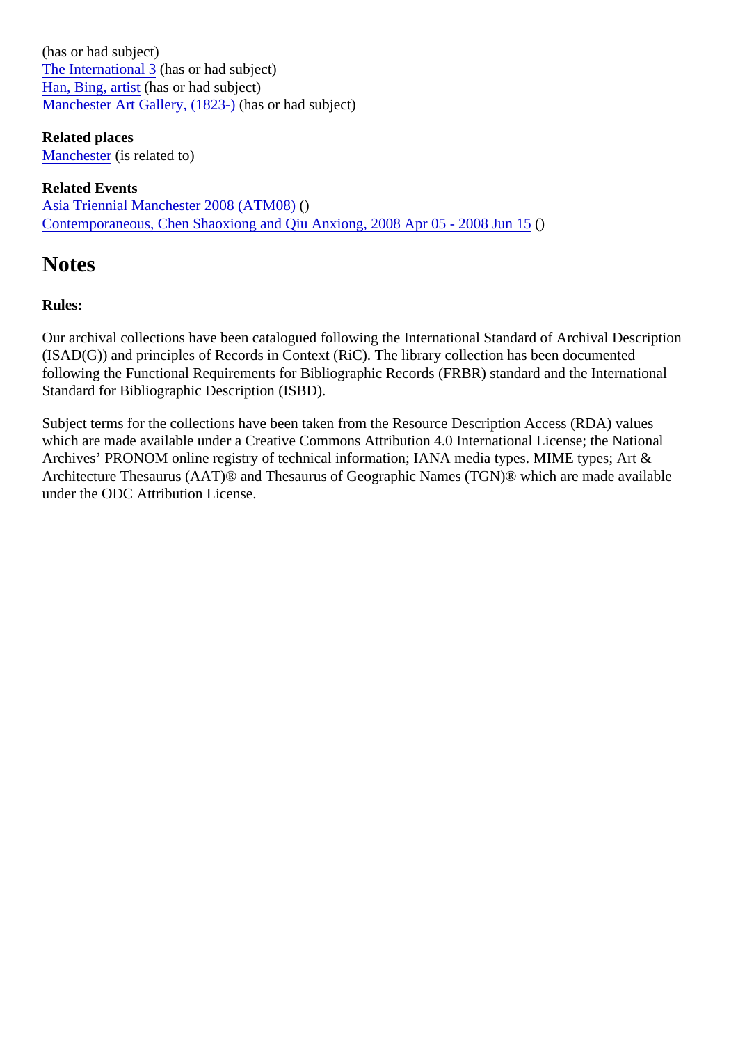(has or had subject)
The International 3 (has or had subject)
Han, Bing, artist (has or had subject)
Manchester Art Gallery, (1823-) (has or had subject)

**Related places**
Manchester (is related to)

**Related Events**
Asia Triennial Manchester 2008 (ATM08) ()
Contemporaneous, Chen Shaoxiong and Qiu Anxiong, 2008 Apr 05 - 2008 Jun 15 ()

## Notes

**Rules:**

Our archival collections have been catalogued following the International Standard of Archival Description (ISAD(G)) and principles of Records in Context (RiC). The library collection has been documented following the Functional Requirements for Bibliographic Records (FRBR) standard and the International Standard for Bibliographic Description (ISBD).

Subject terms for the collections have been taken from the Resource Description Access (RDA) values which are made available under a Creative Commons Attribution 4.0 International License; the National Archives' PRONOM online registry of technical information; IANA media types. MIME types; Art & Architecture Thesaurus (AAT)® and Thesaurus of Geographic Names (TGN)® which are made available under the ODC Attribution License.